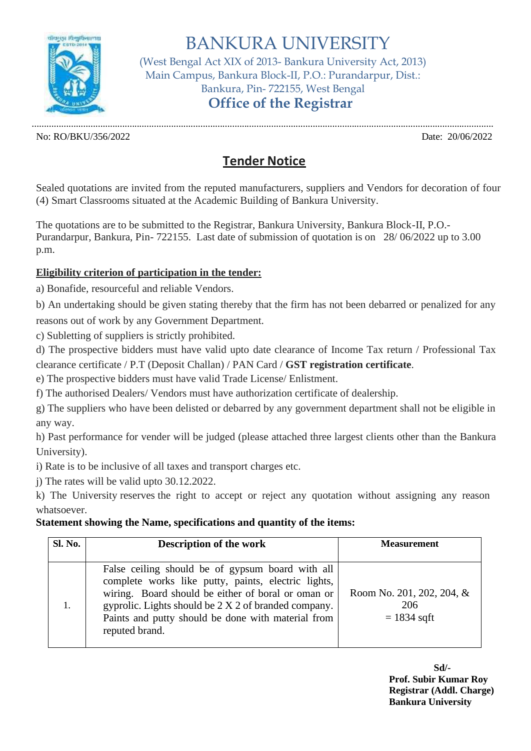# BANKURA UNIVERSITY

(West Bengal Act XIX of 2013- Bankura University Act, 2013)
Main Campus, Bankura Block-II, P.O.: Purandarpur, Dist.: Bankura, Pin- 722155, West Bengal

## Office of the Registrar

No: RO/BKU/356/2022 Date: 20/06/2022

## Tender Notice

Sealed quotations are invited from the reputed manufacturers, suppliers and Vendors for decoration of four (4) Smart Classrooms situated at the Academic Building of Bankura University.

The quotations are to be submitted to the Registrar, Bankura University, Bankura Block-II, P.O.- Purandarpur, Bankura, Pin- 722155. Last date of submission of quotation is on 28/ 06/2022 up to 3.00 p.m.

**Eligibility criterion of participation in the tender:**

a) Bonafide, resourceful and reliable Vendors.

b) An undertaking should be given stating thereby that the firm has not been debarred or penalized for any reasons out of work by any Government Department.

c) Subletting of suppliers is strictly prohibited.

d) The prospective bidders must have valid upto date clearance of Income Tax return / Professional Tax clearance certificate / P.T (Deposit Challan) / PAN Card / **GST registration certificate**.

e) The prospective bidders must have valid Trade License/ Enlistment.

f) The authorised Dealers/ Vendors must have authorization certificate of dealership.

g) The suppliers who have been delisted or debarred by any government department shall not be eligible in any way.

h) Past performance for vender will be judged (please attached three largest clients other than the Bankura University).

i) Rate is to be inclusive of all taxes and transport charges etc.

j) The rates will be valid upto 30.12.2022.

k) The University reserves the right to accept or reject any quotation without assigning any reason whatsoever.

**Statement showing the Name, specifications and quantity of the items:**

| Sl. No. | Description of the work | Measurement |
|---|---|---|
| 1. | False ceiling should be of gypsum board with all complete works like putty, paints, electric lights, wiring. Board should be either of boral or oman or gyprolic. Lights should be 2 X 2 of branded company. Paints and putty should be done with material from reputed brand. | Room No. 201, 202, 204, & 206 = 1834 sqft |

Sd/-
**Prof. Subir Kumar Roy**
**Registrar (Addl. Charge)**
**Bankura University**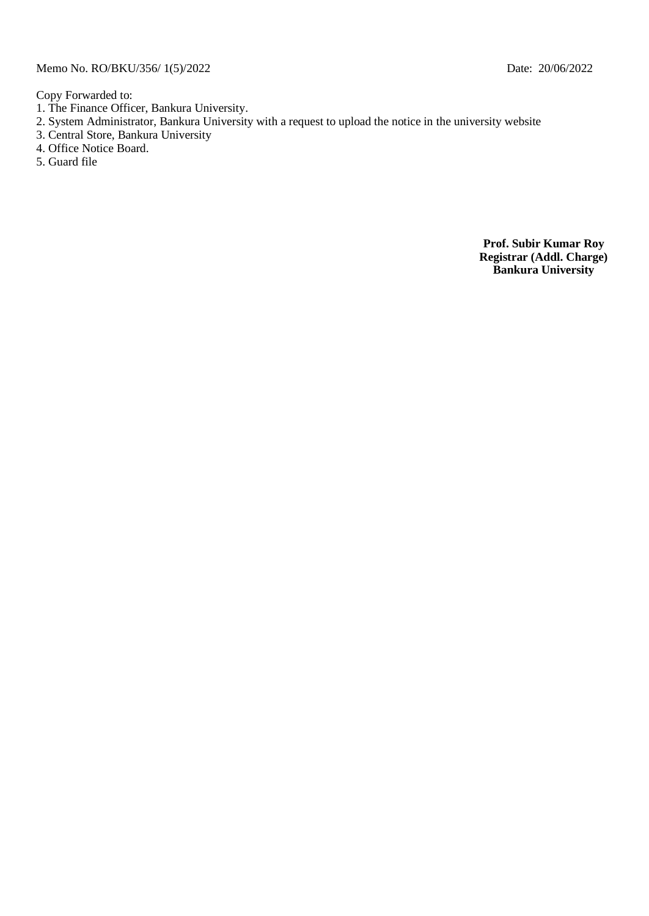Memo No. RO/BKU/356/ 1(5)/2022                                                                                     Date: 20/06/2022

Copy Forwarded to:

1. The Finance Officer, Bankura University.
2. System Administrator, Bankura University with a request to upload the notice in the university website
3. Central Store, Bankura University
4. Office Notice Board.
5. Guard file

**Prof. Subir Kumar Roy**
**Registrar (Addl. Charge)**
**Bankura University**